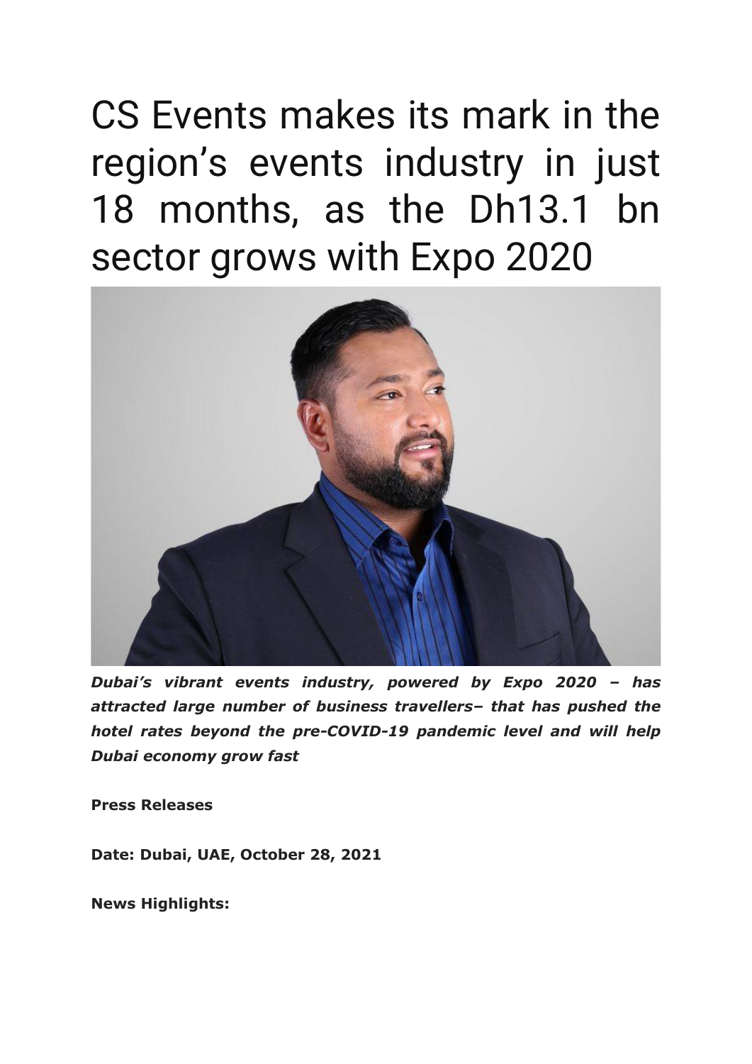# CS Events makes its mark in the region's events industry in just 18 months, as the Dh13.1 bn sector grows with Expo 2020

***Dubai's vibrant events industry, powered by Expo 2020 – has attracted large number of business travellers– that has pushed the hotel rates beyond the pre-COVID-19 pandemic level and will help Dubai economy grow fast***

**Press Releases**

**Date: Dubai, UAE, October 28, 2021**

**News Highlights:**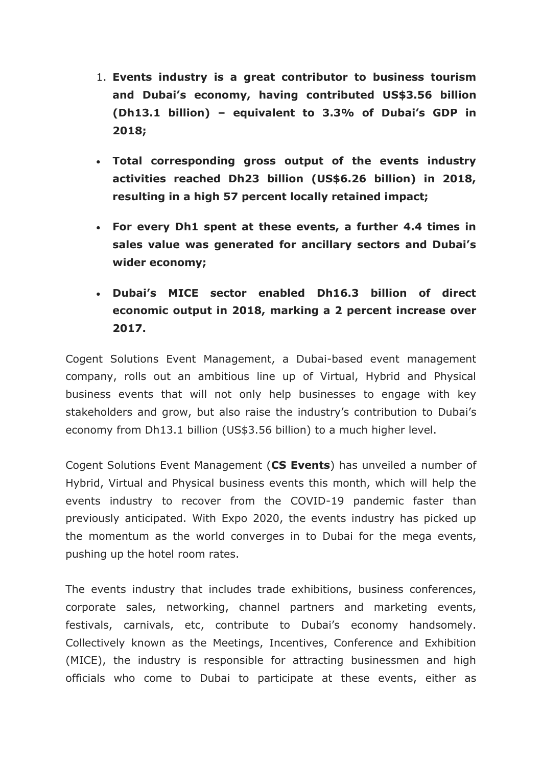1. **Events industry is a great contributor to business tourism and Dubai's economy, having contributed US$3.56 billion (Dh13.1 billion) – equivalent to 3.3% of Dubai's GDP in 2018;**

- **Total corresponding gross output of the events industry activities reached Dh23 billion (US$6.26 billion) in 2018, resulting in a high 57 percent locally retained impact;**
- **For every Dh1 spent at these events, a further 4.4 times in sales value was generated for ancillary sectors and Dubai's wider economy;**
- **Dubai's MICE sector enabled Dh16.3 billion of direct economic output in 2018, marking a 2 percent increase over 2017.**

Cogent Solutions Event Management, a Dubai-based event management company, rolls out an ambitious line up of Virtual, Hybrid and Physical business events that will not only help businesses to engage with key stakeholders and grow, but also raise the industry's contribution to Dubai's economy from Dh13.1 billion (US$3.56 billion) to a much higher level.

Cogent Solutions Event Management (**CS Events**) has unveiled a number of Hybrid, Virtual and Physical business events this month, which will help the events industry to recover from the COVID-19 pandemic faster than previously anticipated. With Expo 2020, the events industry has picked up the momentum as the world converges in to Dubai for the mega events, pushing up the hotel room rates.

The events industry that includes trade exhibitions, business conferences, corporate sales, networking, channel partners and marketing events, festivals, carnivals, etc, contribute to Dubai's economy handsomely. Collectively known as the Meetings, Incentives, Conference and Exhibition (MICE), the industry is responsible for attracting businessmen and high officials who come to Dubai to participate at these events, either as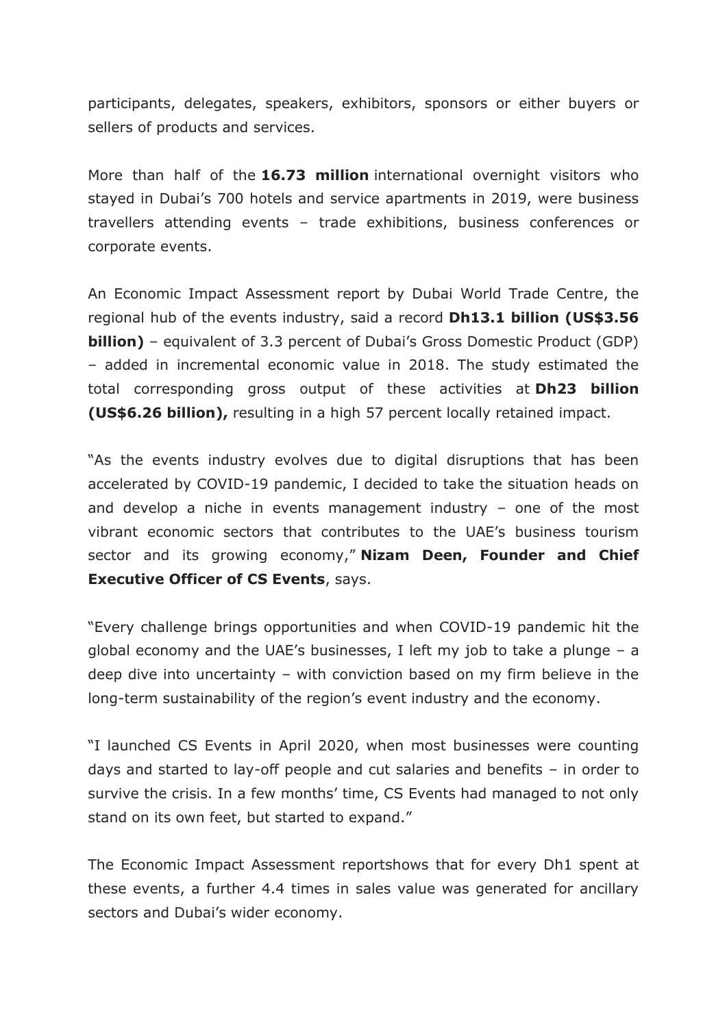participants, delegates, speakers, exhibitors, sponsors or either buyers or sellers of products and services.

More than half of the **16.73 million** international overnight visitors who stayed in Dubai's 700 hotels and service apartments in 2019, were business travellers attending events – trade exhibitions, business conferences or corporate events.

An Economic Impact Assessment report by Dubai World Trade Centre, the regional hub of the events industry, said a record **Dh13.1 billion (US$3.56 billion)** – equivalent of 3.3 percent of Dubai's Gross Domestic Product (GDP) – added in incremental economic value in 2018. The study estimated the total corresponding gross output of these activities at **Dh23 billion (US$6.26 billion),** resulting in a high 57 percent locally retained impact.

"As the events industry evolves due to digital disruptions that has been accelerated by COVID-19 pandemic, I decided to take the situation heads on and develop a niche in events management industry – one of the most vibrant economic sectors that contributes to the UAE's business tourism sector and its growing economy," **Nizam Deen, Founder and Chief Executive Officer of CS Events**, says.

"Every challenge brings opportunities and when COVID-19 pandemic hit the global economy and the UAE's businesses, I left my job to take a plunge – a deep dive into uncertainty – with conviction based on my firm believe in the long-term sustainability of the region's event industry and the economy.

"I launched CS Events in April 2020, when most businesses were counting days and started to lay-off people and cut salaries and benefits – in order to survive the crisis. In a few months' time, CS Events had managed to not only stand on its own feet, but started to expand."

The Economic Impact Assessment reportshows that for every Dh1 spent at these events, a further 4.4 times in sales value was generated for ancillary sectors and Dubai's wider economy.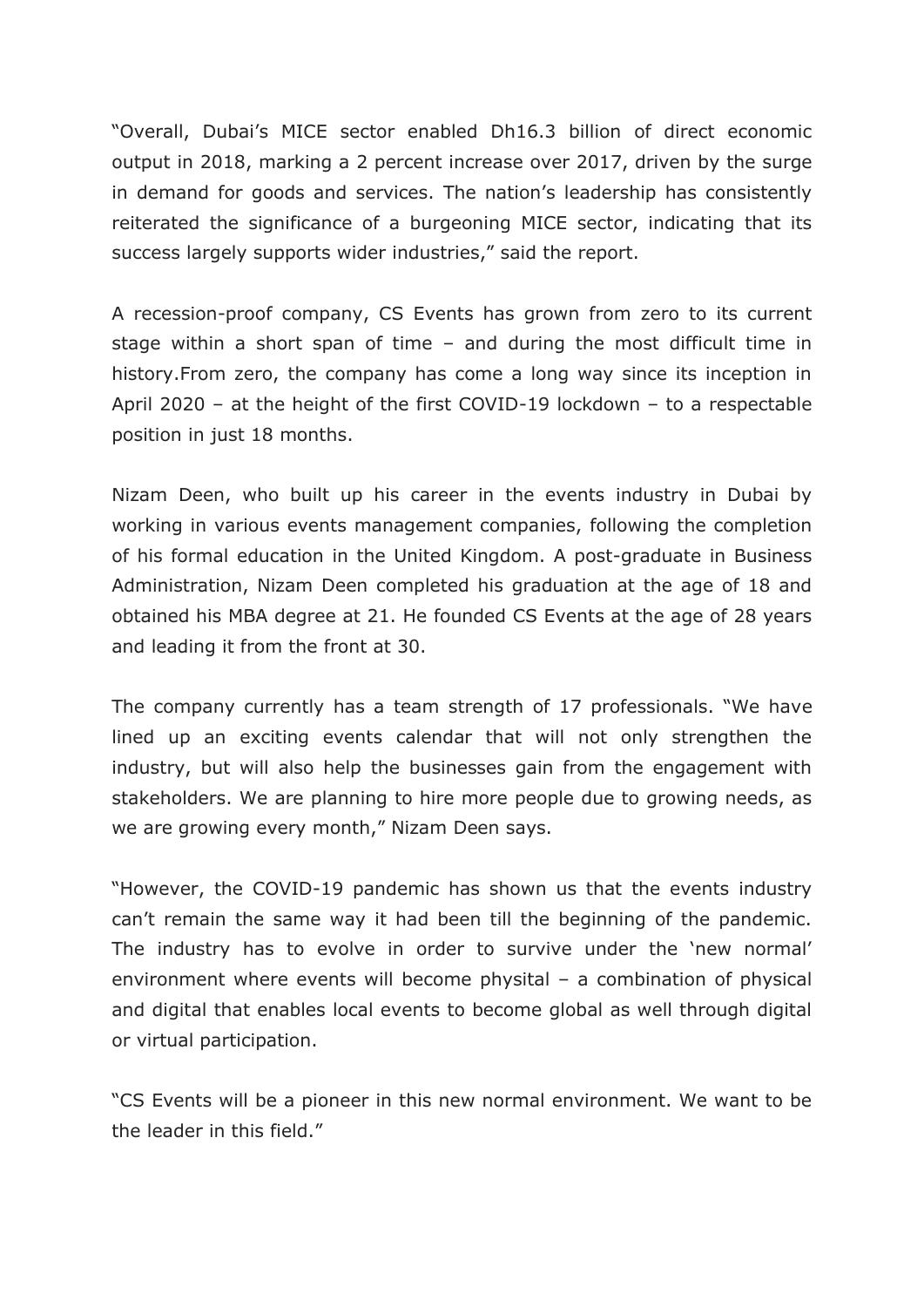"Overall, Dubai's MICE sector enabled Dh16.3 billion of direct economic output in 2018, marking a 2 percent increase over 2017, driven by the surge in demand for goods and services. The nation's leadership has consistently reiterated the significance of a burgeoning MICE sector, indicating that its success largely supports wider industries," said the report.

A recession-proof company, CS Events has grown from zero to its current stage within a short span of time – and during the most difficult time in history.From zero, the company has come a long way since its inception in April 2020 – at the height of the first COVID-19 lockdown – to a respectable position in just 18 months.

Nizam Deen, who built up his career in the events industry in Dubai by working in various events management companies, following the completion of his formal education in the United Kingdom. A post-graduate in Business Administration, Nizam Deen completed his graduation at the age of 18 and obtained his MBA degree at 21. He founded CS Events at the age of 28 years and leading it from the front at 30.

The company currently has a team strength of 17 professionals. "We have lined up an exciting events calendar that will not only strengthen the industry, but will also help the businesses gain from the engagement with stakeholders. We are planning to hire more people due to growing needs, as we are growing every month," Nizam Deen says.

"However, the COVID-19 pandemic has shown us that the events industry can't remain the same way it had been till the beginning of the pandemic. The industry has to evolve in order to survive under the 'new normal' environment where events will become physital – a combination of physical and digital that enables local events to become global as well through digital or virtual participation.

"CS Events will be a pioneer in this new normal environment. We want to be the leader in this field."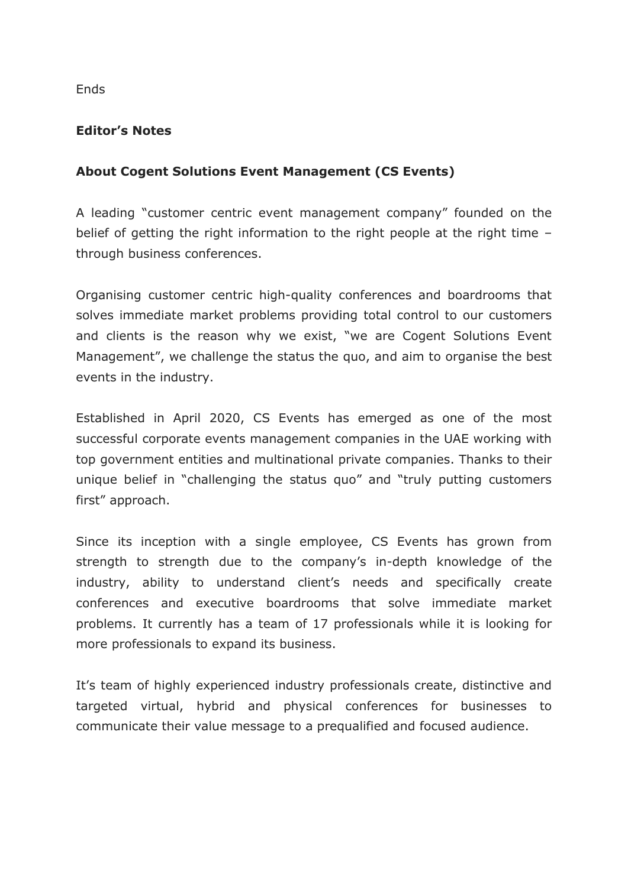Ends

**Editor's Notes**

**About Cogent Solutions Event Management (CS Events)**

A leading "customer centric event management company" founded on the belief of getting the right information to the right people at the right time – through business conferences.

Organising customer centric high-quality conferences and boardrooms that solves immediate market problems providing total control to our customers and clients is the reason why we exist, "we are Cogent Solutions Event Management", we challenge the status the quo, and aim to organise the best events in the industry.

Established in April 2020, CS Events has emerged as one of the most successful corporate events management companies in the UAE working with top government entities and multinational private companies. Thanks to their unique belief in "challenging the status quo" and "truly putting customers first" approach.

Since its inception with a single employee, CS Events has grown from strength to strength due to the company's in-depth knowledge of the industry, ability to understand client's needs and specifically create conferences and executive boardrooms that solve immediate market problems. It currently has a team of 17 professionals while it is looking for more professionals to expand its business.

It's team of highly experienced industry professionals create, distinctive and targeted virtual, hybrid and physical conferences for businesses to communicate their value message to a prequalified and focused audience.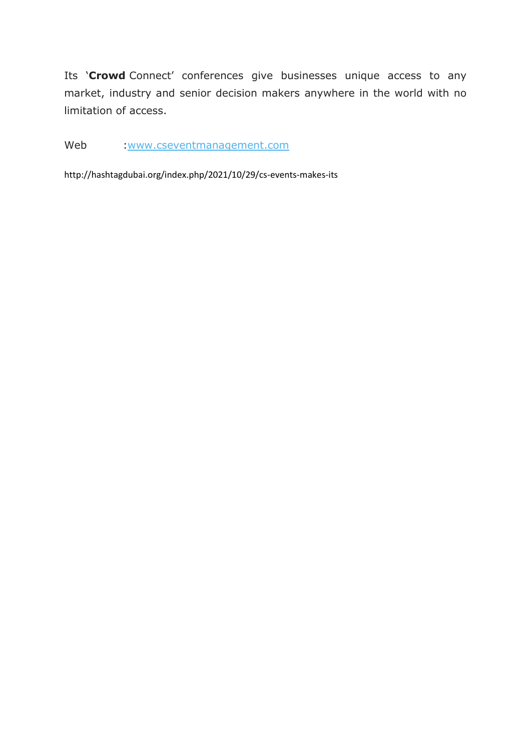Its '**Crowd** Connect' conferences give businesses unique access to any market, industry and senior decision makers anywhere in the world with no limitation of access.

Web : www.cseventmanagement.com

http://hashtagdubai.org/index.php/2021/10/29/cs-events-makes-its